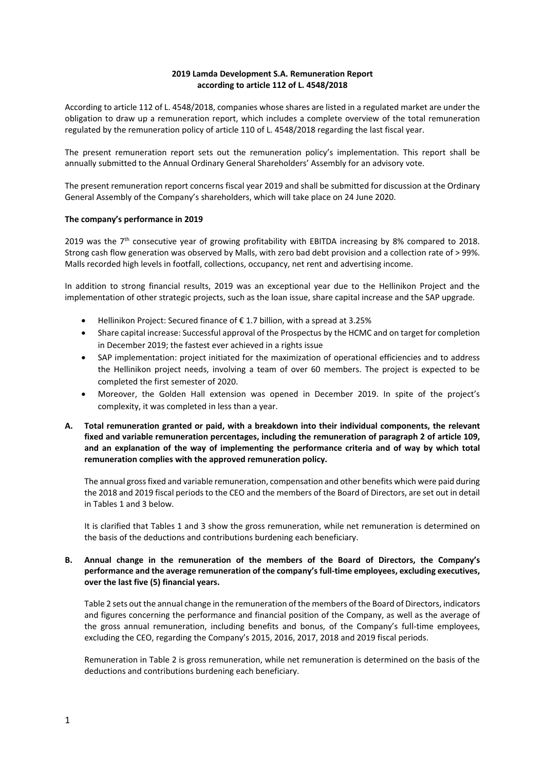**2019 Lamda Development S.A. Remuneration Report**
**according to article 112 of L. 4548/2018**

According to article 112 of L. 4548/2018, companies whose shares are listed in a regulated market are under the obligation to draw up a remuneration report, which includes a complete overview of the total remuneration regulated by the remuneration policy of article 110 of L. 4548/2018 regarding the last fiscal year.

The present remuneration report sets out the remuneration policy's implementation. This report shall be annually submitted to the Annual Ordinary General Shareholders' Assembly for an advisory vote.

The present remuneration report concerns fiscal year 2019 and shall be submitted for discussion at the Ordinary General Assembly of the Company's shareholders, which will take place on 24 June 2020.

**The company's performance in 2019**

2019 was the 7th consecutive year of growing profitability with EBITDA increasing by 8% compared to 2018. Strong cash flow generation was observed by Malls, with zero bad debt provision and a collection rate of > 99%. Malls recorded high levels in footfall, collections, occupancy, net rent and advertising income.

In addition to strong financial results, 2019 was an exceptional year due to the Hellinikon Project and the implementation of other strategic projects, such as the loan issue, share capital increase and the SAP upgrade.

- Hellinikon Project: Secured finance of € 1.7 billion, with a spread at 3.25%
- Share capital increase: Successful approval of the Prospectus by the HCMC and on target for completion in December 2019; the fastest ever achieved in a rights issue
- SAP implementation: project initiated for the maximization of operational efficiencies and to address the Hellinikon project needs, involving a team of over 60 members. The project is expected to be completed the first semester of 2020.
- Moreover, the Golden Hall extension was opened in December 2019. In spite of the project's complexity, it was completed in less than a year.

**A. Total remuneration granted or paid, with a breakdown into their individual components, the relevant fixed and variable remuneration percentages, including the remuneration of paragraph 2 of article 109, and an explanation of the way of implementing the performance criteria and of way by which total remuneration complies with the approved remuneration policy.**

The annual gross fixed and variable remuneration, compensation and other benefits which were paid during the 2018 and 2019 fiscal periods to the CEO and the members of the Board of Directors, are set out in detail in Tables 1 and 3 below.

It is clarified that Tables 1 and 3 show the gross remuneration, while net remuneration is determined on the basis of the deductions and contributions burdening each beneficiary.

**B. Annual change in the remuneration of the members of the Board of Directors, the Company's performance and the average remuneration of the company's full-time employees, excluding executives, over the last five (5) financial years.**

Table 2 sets out the annual change in the remuneration of the members of the Board of Directors, indicators and figures concerning the performance and financial position of the Company, as well as the average of the gross annual remuneration, including benefits and bonus, of the Company's full-time employees, excluding the CEO, regarding the Company's 2015, 2016, 2017, 2018 and 2019 fiscal periods.

Remuneration in Table 2 is gross remuneration, while net remuneration is determined on the basis of the deductions and contributions burdening each beneficiary.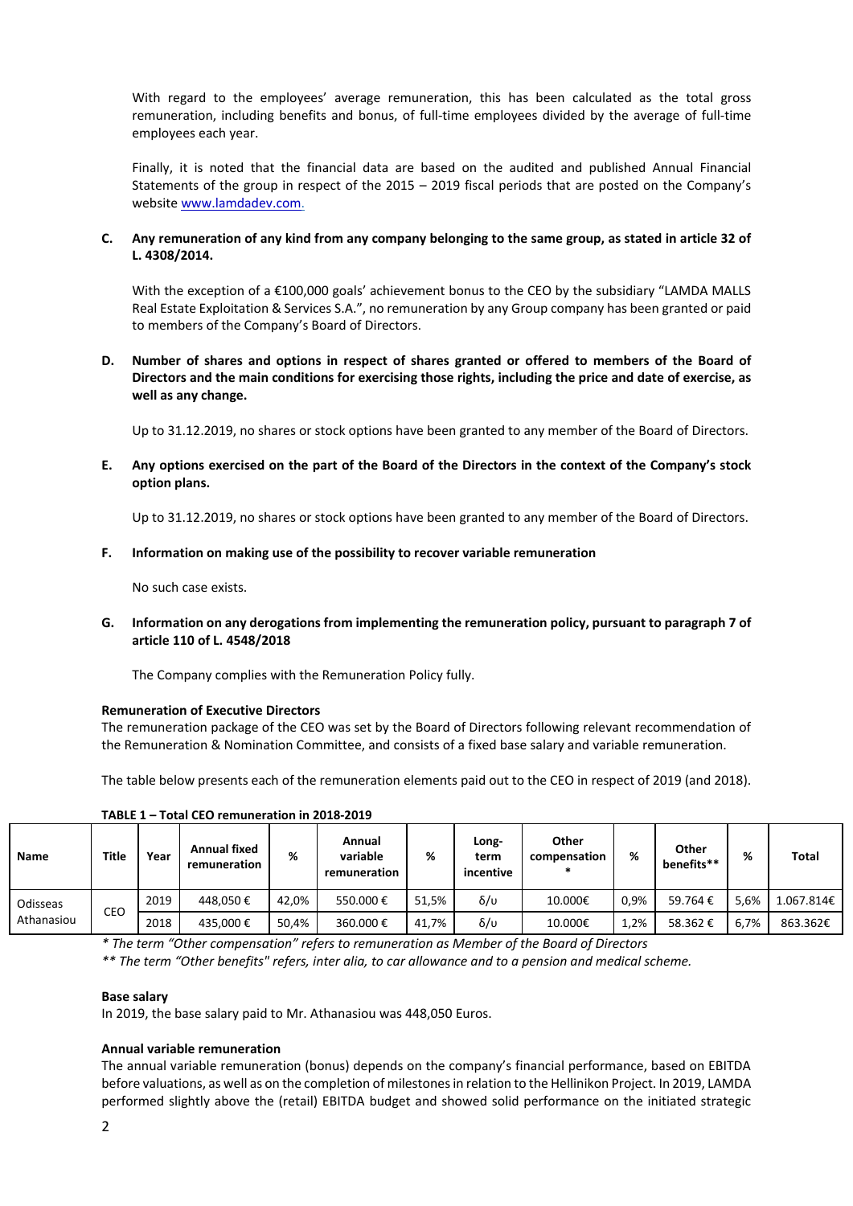With regard to the employees' average remuneration, this has been calculated as the total gross remuneration, including benefits and bonus, of full-time employees divided by the average of full-time employees each year.

Finally, it is noted that the financial data are based on the audited and published Annual Financial Statements of the group in respect of the 2015 – 2019 fiscal periods that are posted on the Company's website www.lamdadev.com.

**C. Any remuneration of any kind from any company belonging to the same group, as stated in article 32 of L. 4308/2014.**

With the exception of a €100,000 goals' achievement bonus to the CEO by the subsidiary "LAMDA MALLS Real Estate Exploitation & Services S.A.", no remuneration by any Group company has been granted or paid to members of the Company's Board of Directors.

**D. Number of shares and options in respect of shares granted or offered to members of the Board of Directors and the main conditions for exercising those rights, including the price and date of exercise, as well as any change.**

Up to 31.12.2019, no shares or stock options have been granted to any member of the Board of Directors.

**E. Any options exercised on the part of the Board of the Directors in the context of the Company's stock option plans.**

Up to 31.12.2019, no shares or stock options have been granted to any member of the Board of Directors.

**F. Information on making use of the possibility to recover variable remuneration**

No such case exists.

**G. Information on any derogations from implementing the remuneration policy, pursuant to paragraph 7 of article 110 of L. 4548/2018**

The Company complies with the Remuneration Policy fully.

**Remuneration of Executive Directors**

The remuneration package of the CEO was set by the Board of Directors following relevant recommendation of the Remuneration & Nomination Committee, and consists of a fixed base salary and variable remuneration.

The table below presents each of the remuneration elements paid out to the CEO in respect of 2019 (and 2018).

**TABLE 1 – Total CEO remuneration in 2018-2019**

| Name | Title | Year | Annual fixed remuneration | % | Annual variable remuneration | % | Long-term incentive | Other compensation * | % | Other benefits** | % | Total |
|---|---|---|---|---|---|---|---|---|---|---|---|---|
| Odisseas Athanasiou | CEO | 2019 | 448,050 € | 42,0% | 550.000 € | 51,5% | δ/υ | 10.000€ | 0,9% | 59.764 € | 5,6% | 1.067.814€ |
| | | 2018 | 435,000 € | 50,4% | 360.000 € | 41,7% | δ/υ | 10.000€ | 1,2% | 58.362 € | 6,7% | 863.362€ |

*\* The term "Other compensation" refers to remuneration as Member of the Board of Directors*

*\*\* The term "Other benefits" refers, inter alia, to car allowance and to a pension and medical scheme.*

**Base salary**

In 2019, the base salary paid to Mr. Athanasiou was 448,050 Euros.

**Annual variable remuneration**

The annual variable remuneration (bonus) depends on the company's financial performance, based on EBITDA before valuations, as well as on the completion of milestones in relation to the Hellinikon Project. In 2019, LAMDA performed slightly above the (retail) EBITDA budget and showed solid performance on the initiated strategic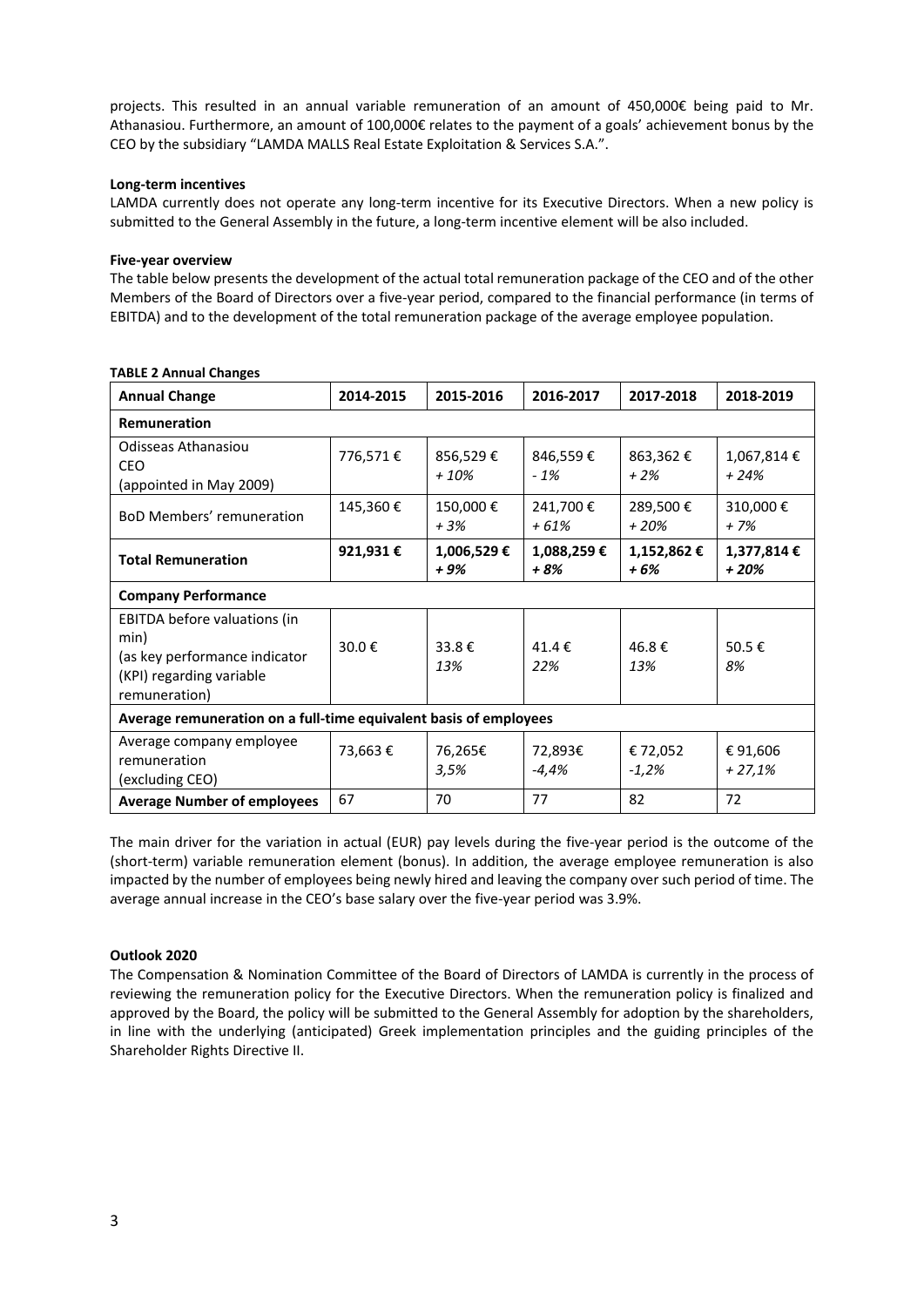projects. This resulted in an annual variable remuneration of an amount of 450,000€ being paid to Mr. Athanasiou. Furthermore, an amount of 100,000€ relates to the payment of a goals' achievement bonus by the CEO by the subsidiary "LAMDA MALLS Real Estate Exploitation & Services S.A.".

**Long-term incentives**

LAMDA currently does not operate any long-term incentive for its Executive Directors. When a new policy is submitted to the General Assembly in the future, a long-term incentive element will be also included.

**Five-year overview**

The table below presents the development of the actual total remuneration package of the CEO and of the other Members of the Board of Directors over a five-year period, compared to the financial performance (in terms of EBITDA) and to the development of the total remuneration package of the average employee population.

**TABLE 2 Annual Changes**

| Annual Change | 2014-2015 | 2015-2016 | 2016-2017 | 2017-2018 | 2018-2019 |
|---|---|---|---|---|---|
| **Remuneration** | | | | | |
| Odisseas Athanasiou CEO (appointed in May 2009) | 776,571 € | 856,529 € *+ 10%* | 846,559 € *- 1%* | 863,362 € *+ 2%* | 1,067,814 € *+ 24%* |
| BoD Members' remuneration | 145,360 € | 150,000 € *+ 3%* | 241,700 € *+ 61%* | 289,500 € *+ 20%* | 310,000 € *+ 7%* |
| **Total Remuneration** | **921,931 €** | **1,006,529 € *+ 9%*** | **1,088,259 € *+ 8%*** | **1,152,862 € *+ 6%*** | **1,377,814 € *+ 20%*** |
| **Company Performance** | | | | | |
| EBITDA before valuations (in min) (as key performance indicator (KPI) regarding variable remuneration) | 30.0 € | 33.8 € *13%* | 41.4 € *22%* | 46.8 € *13%* | 50.5 € *8%* |
| **Average remuneration on a full-time equivalent basis of employees** | | | | | |
| Average company employee remuneration (excluding CEO) | 73,663 € | 76,265€ *3,5%* | 72,893€ *-4,4%* | € 72,052 *-1,2%* | € 91,606 *+ 27,1%* |
| **Average Number of employees** | 67 | 70 | 77 | 82 | 72 |

The main driver for the variation in actual (EUR) pay levels during the five-year period is the outcome of the (short-term) variable remuneration element (bonus). In addition, the average employee remuneration is also impacted by the number of employees being newly hired and leaving the company over such period of time. The average annual increase in the CEO's base salary over the five-year period was 3.9%.

**Outlook 2020**

The Compensation & Nomination Committee of the Board of Directors of LAMDA is currently in the process of reviewing the remuneration policy for the Executive Directors. When the remuneration policy is finalized and approved by the Board, the policy will be submitted to the General Assembly for adoption by the shareholders, in line with the underlying (anticipated) Greek implementation principles and the guiding principles of the Shareholder Rights Directive II.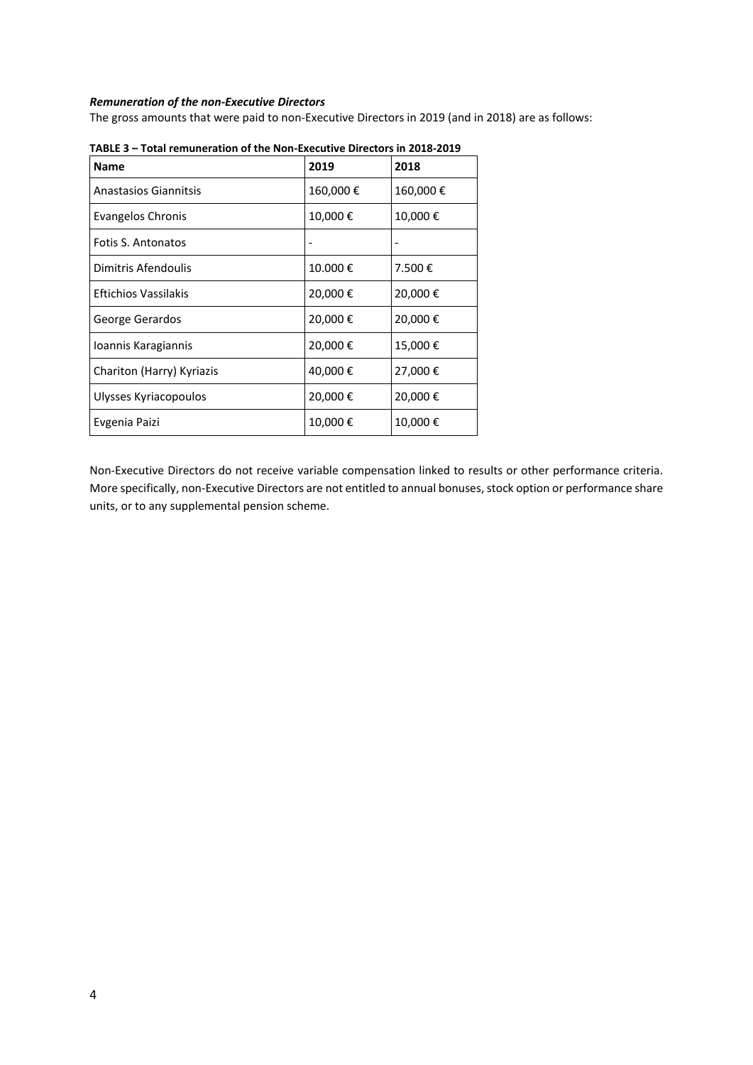***Remuneration of the non-Executive Directors***

The gross amounts that were paid to non-Executive Directors in 2019 (and in 2018) are as follows:

**TABLE 3 – Total remuneration of the Non-Executive Directors in 2018-2019**

| **Name** | **2019** | **2018** |
|---|---|---|
| Anastasios Giannitsis | 160,000 € | 160,000 € |
| Evangelos Chronis | 10,000 € | 10,000 € |
| Fotis S. Antonatos | - | - |
| Dimitris Afendoulis | 10.000 € | 7.500 € |
| Eftichios Vassilakis | 20,000 € | 20,000 € |
| George Gerardos | 20,000 € | 20,000 € |
| Ioannis Karagiannis | 20,000 € | 15,000 € |
| Chariton (Harry) Kyriazis | 40,000 € | 27,000 € |
| Ulysses Kyriacopoulos | 20,000 € | 20,000 € |
| Evgenia Paizi | 10,000 € | 10,000 € |

Non-Executive Directors do not receive variable compensation linked to results or other performance criteria. More specifically, non-Executive Directors are not entitled to annual bonuses, stock option or performance share units, or to any supplemental pension scheme.